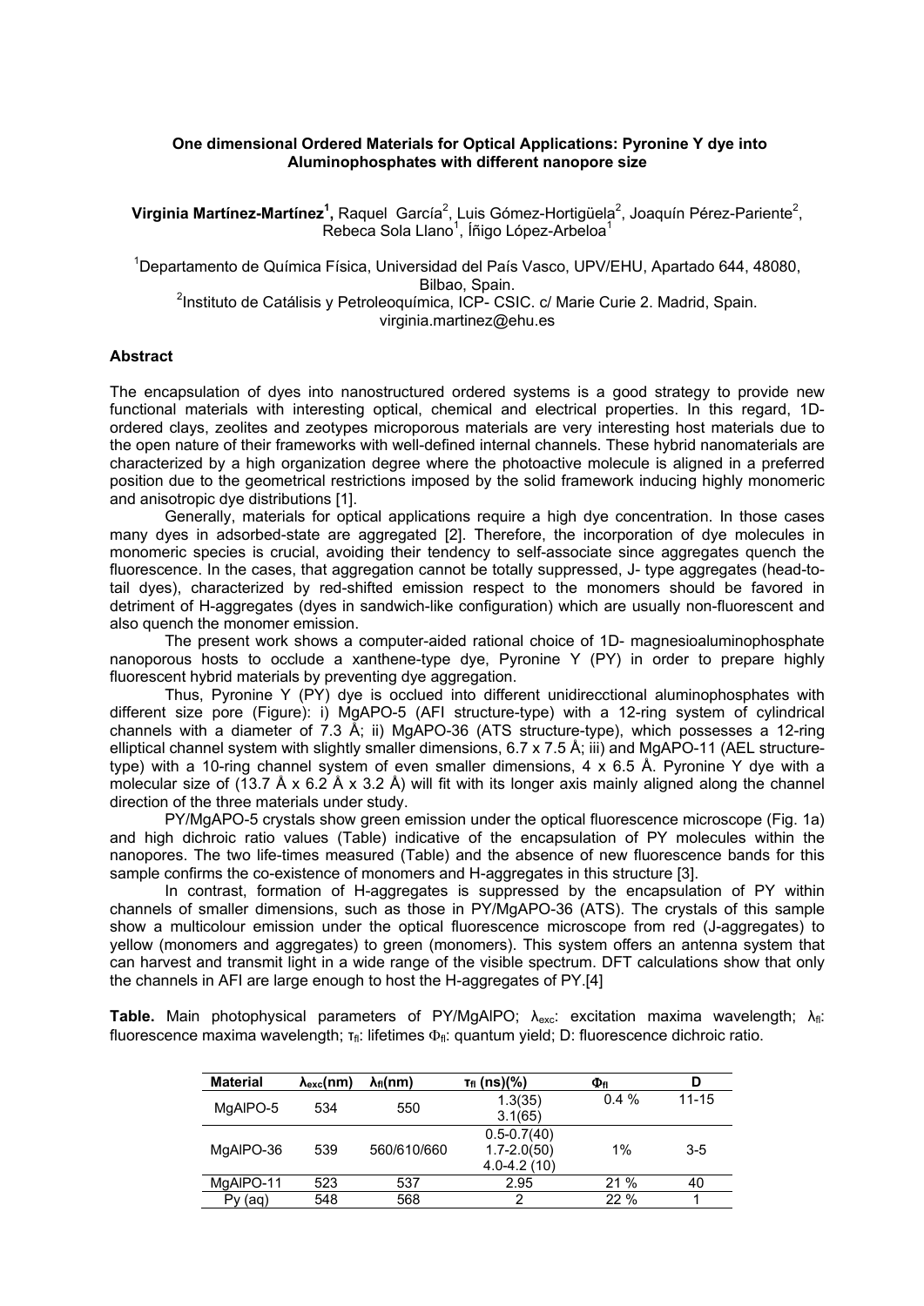**One dimensional Ordered Materials for Optical Applications: Pyronine Y dye into Aluminophosphates with different nanopore size**

**Virginia Martínez-Martínez[1],** Raquel García[2], Luis Gómez-Hortigüela[2], Joaquín Pérez-Pariente[2], Rebeca Sola Llano[1], Íñigo López-Arbeloa[1]

[1]Departamento de Química Física, Universidad del País Vasco, UPV/EHU, Apartado 644, 48080, Bilbao, Spain.
[2]Instituto de Catálisis y Petroleoquímica, ICP- CSIC. c/ Marie Curie 2. Madrid, Spain.
virginia.martinez@ehu.es

## Abstract

The encapsulation of dyes into nanostructured ordered systems is a good strategy to provide new functional materials with interesting optical, chemical and electrical properties. In this regard, 1D-ordered clays, zeolites and zeotypes microporous materials are very interesting host materials due to the open nature of their frameworks with well-defined internal channels. These hybrid nanomaterials are characterized by a high organization degree where the photoactive molecule is aligned in a preferred position due to the geometrical restrictions imposed by the solid framework inducing highly monomeric and anisotropic dye distributions [1].

Generally, materials for optical applications require a high dye concentration. In those cases many dyes in adsorbed-state are aggregated [2]. Therefore, the incorporation of dye molecules in monomeric species is crucial, avoiding their tendency to self-associate since aggregates quench the fluorescence. In the cases, that aggregation cannot be totally suppressed, J- type aggregates (head-to-tail dyes), characterized by red-shifted emission respect to the monomers should be favored in detriment of H-aggregates (dyes in sandwich-like configuration) which are usually non-fluorescent and also quench the monomer emission.

The present work shows a computer-aided rational choice of 1D- magnesioaluminophosphate nanoporous hosts to occlude a xanthene-type dye, Pyronine Y (PY) in order to prepare highly fluorescent hybrid materials by preventing dye aggregation.

Thus, Pyronine Y (PY) dye is occlued into different unidirecctional aluminophosphates with different size pore (Figure): i) MgAPO-5 (AFI structure-type) with a 12-ring system of cylindrical channels with a diameter of 7.3 Å; ii) MgAPO-36 (ATS structure-type), which possesses a 12-ring elliptical channel system with slightly smaller dimensions, 6.7 x 7.5 Å; iii) and MgAPO-11 (AEL structure-type) with a 10-ring channel system of even smaller dimensions, 4 x 6.5 Å. Pyronine Y dye with a molecular size of (13.7 Å x 6.2 Å x 3.2 Å) will fit with its longer axis mainly aligned along the channel direction of the three materials under study.

PY/MgAPO-5 crystals show green emission under the optical fluorescence microscope (Fig. 1a) and high dichroic ratio values (Table) indicative of the encapsulation of PY molecules within the nanopores. The two life-times measured (Table) and the absence of new fluorescence bands for this sample confirms the co-existence of monomers and H-aggregates in this structure [3].

In contrast, formation of H-aggregates is suppressed by the encapsulation of PY within channels of smaller dimensions, such as those in PY/MgAPO-36 (ATS). The crystals of this sample show a multicolour emission under the optical fluorescence microscope from red (J-aggregates) to yellow (monomers and aggregates) to green (monomers). This system offers an antenna system that can harvest and transmit light in a wide range of the visible spectrum. DFT calculations show that only the channels in AFI are large enough to host the H-aggregates of PY.[4]

**Table.** Main photophysical parameters of PY/MgAlPO; $\lambda_{exc}$: excitation maxima wavelength; $\lambda_{fl}$: fluorescence maxima wavelength; $\tau_{fl}$: lifetimes $\Phi_{fl}$: quantum yield; D: fluorescence dichroic ratio.

| Material | $\lambda_{exc}$(nm) | $\lambda_{fl}$(nm) | $\tau_{fl}$ (ns)(%) | $\Phi_{fl}$ | D |
|---|---|---|---|---|---|
| MgAlPO-5 | 534 | 550 | 1.3(35)<br>3.1(65) | 0.4 % | 11-15 |
| MgAlPO-36 | 539 | 560/610/660 | 0.5-0.7(40)<br>1.7-2.0(50)<br>4.0-4.2 (10) | 1% | 3-5 |
| MgAlPO-11 | 523 | 537 | 2.95 | 21 % | 40 |
| Py (aq) | 548 | 568 | 2 | 22 % | 1 |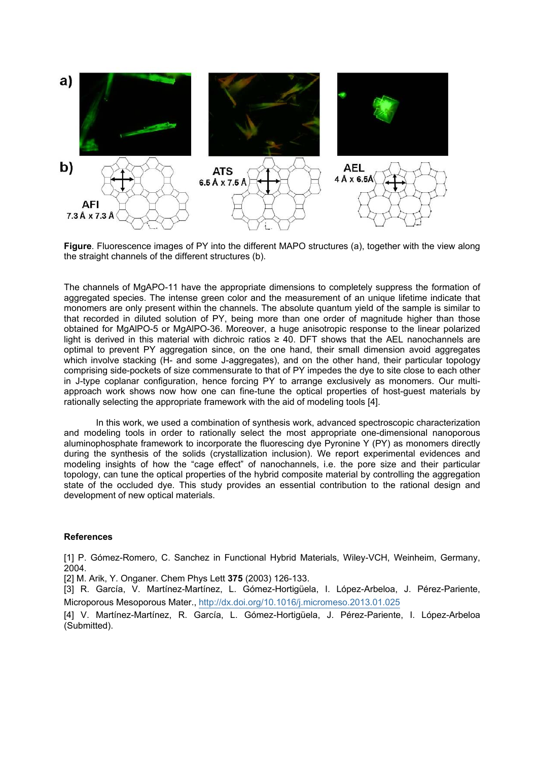a)

b)

AFI
7.3 Å x 7.3 Å

ATS
6.5 Å x 7.5 Å

AEL
4 Å x 6.5Å

**Figure**. Fluorescence images of PY into the different MAPO structures (a), together with the view along the straight channels of the different structures (b).

The channels of MgAPO-11 have the appropriate dimensions to completely suppress the formation of aggregated species. The intense green color and the measurement of an unique lifetime indicate that monomers are only present within the channels. The absolute quantum yield of the sample is similar to that recorded in diluted solution of PY, being more than one order of magnitude higher than those obtained for MgAlPO-5 or MgAlPO-36. Moreover, a huge anisotropic response to the linear polarized light is derived in this material with dichroic ratios ≥ 40. DFT shows that the AEL nanochannels are optimal to prevent PY aggregation since, on the one hand, their small dimension avoid aggregates which involve stacking (H- and some J-aggregates), and on the other hand, their particular topology comprising side-pockets of size commensurate to that of PY impedes the dye to site close to each other in J-type coplanar configuration, hence forcing PY to arrange exclusively as monomers. Our multi-approach work shows now how one can fine-tune the optical properties of host-guest materials by rationally selecting the appropriate framework with the aid of modeling tools [4].

In this work, we used a combination of synthesis work, advanced spectroscopic characterization and modeling tools in order to rationally select the most appropriate one-dimensional nanoporous aluminophosphate framework to incorporate the fluorescing dye Pyronine Y (PY) as monomers directly during the synthesis of the solids (crystallization inclusion). We report experimental evidences and modeling insights of how the "cage effect" of nanochannels, i.e. the pore size and their particular topology, can tune the optical properties of the hybrid composite material by controlling the aggregation state of the occluded dye. This study provides an essential contribution to the rational design and development of new optical materials.

### References

[1] P. Gómez-Romero, C. Sanchez in Functional Hybrid Materials, Wiley-VCH, Weinheim, Germany, 2004.

[2] M. Arik, Y. Onganer. Chem Phys Lett **375** (2003) 126-133.

[3] R. García, V. Martínez-Martínez, L. Gómez-Hortigüela, I. López-Arbeloa, J. Pérez-Pariente, Microporous Mesoporous Mater., http://dx.doi.org/10.1016/j.micromeso.2013.01.025

[4] V. Martínez-Martínez, R. García, L. Gómez-Hortigüela, J. Pérez-Pariente, I. López-Arbeloa (Submitted).